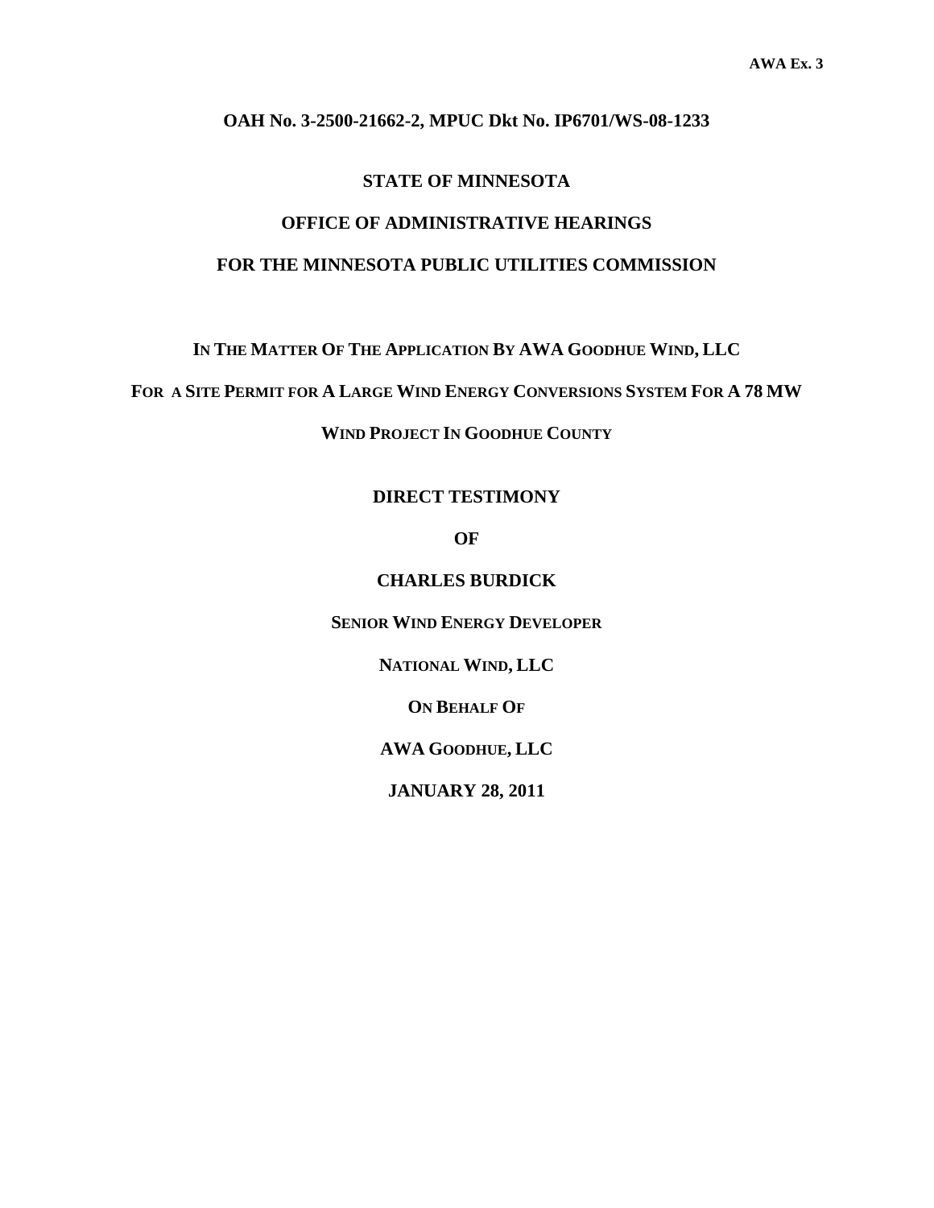AWA Ex. 3

**OAH No. 3-2500-21662-2, MPUC Dkt No. IP6701/WS-08-1233**

**STATE OF MINNESOTA**

**OFFICE OF ADMINISTRATIVE HEARINGS**

**FOR THE MINNESOTA PUBLIC UTILITIES COMMISSION**

**IN THE MATTER OF THE APPLICATION BY AWA GOODHUE WIND, LLC**

**FOR A SITE PERMIT FOR A LARGE WIND ENERGY CONVERSIONS SYSTEM FOR A 78 MW**

**WIND PROJECT IN GOODHUE COUNTY**

**DIRECT TESTIMONY**

**OF**

**CHARLES BURDICK**

**SENIOR WIND ENERGY DEVELOPER**

**NATIONAL WIND, LLC**

**ON BEHALF OF**

**AWA GOODHUE, LLC**

**JANUARY 28, 2011**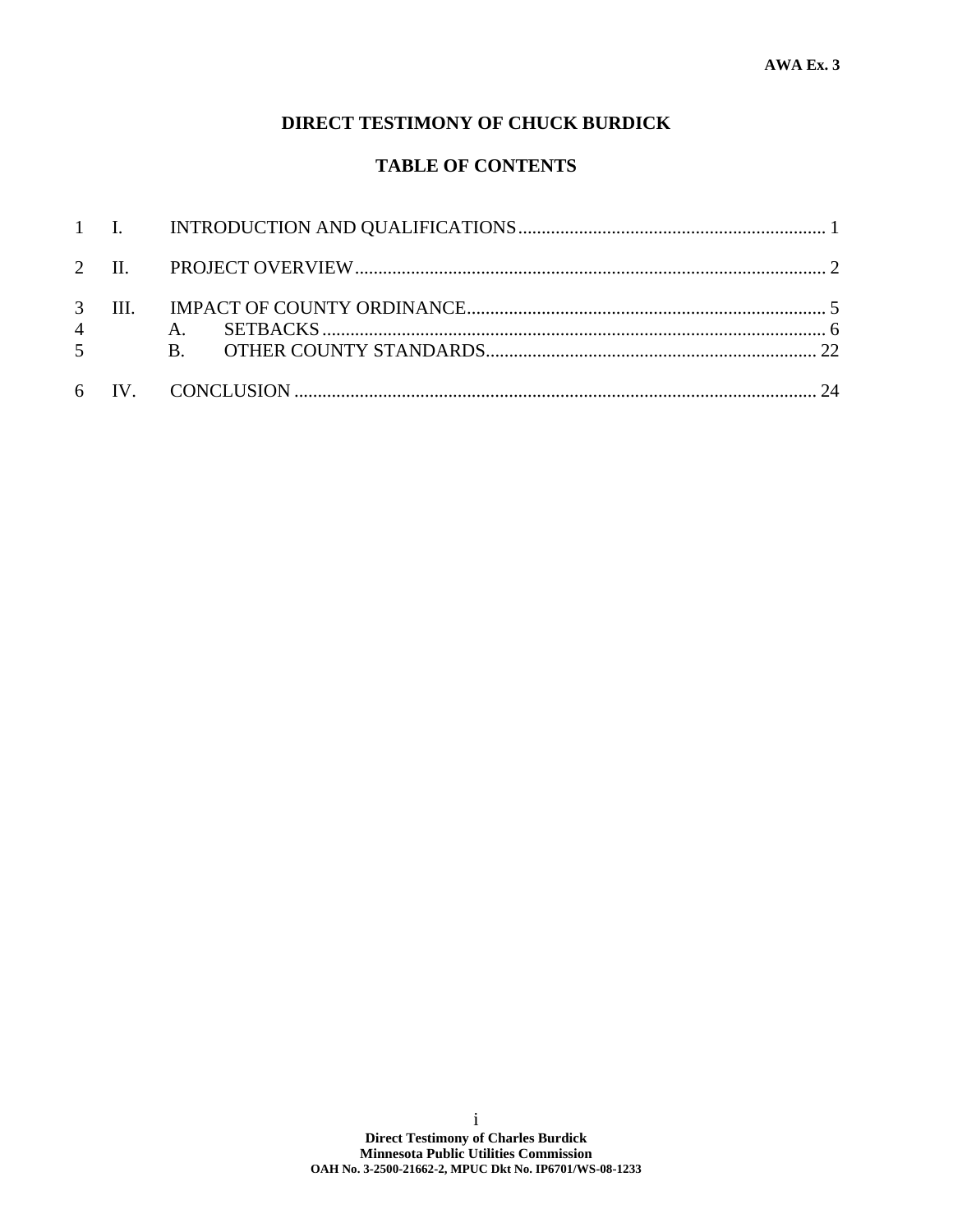AWA Ex. 3

# DIRECT TESTIMONY OF CHUCK BURDICK

## TABLE OF CONTENTS

1 I. INTRODUCTION AND QUALIFICATIONS .......... 1

2 II. PROJECT OVERVIEW .......... 2

3 III. IMPACT OF COUNTY ORDINANCE .......... 5
4 A. SETBACKS .......... 6
5 B. OTHER COUNTY STANDARDS .......... 22

6 IV. CONCLUSION .......... 24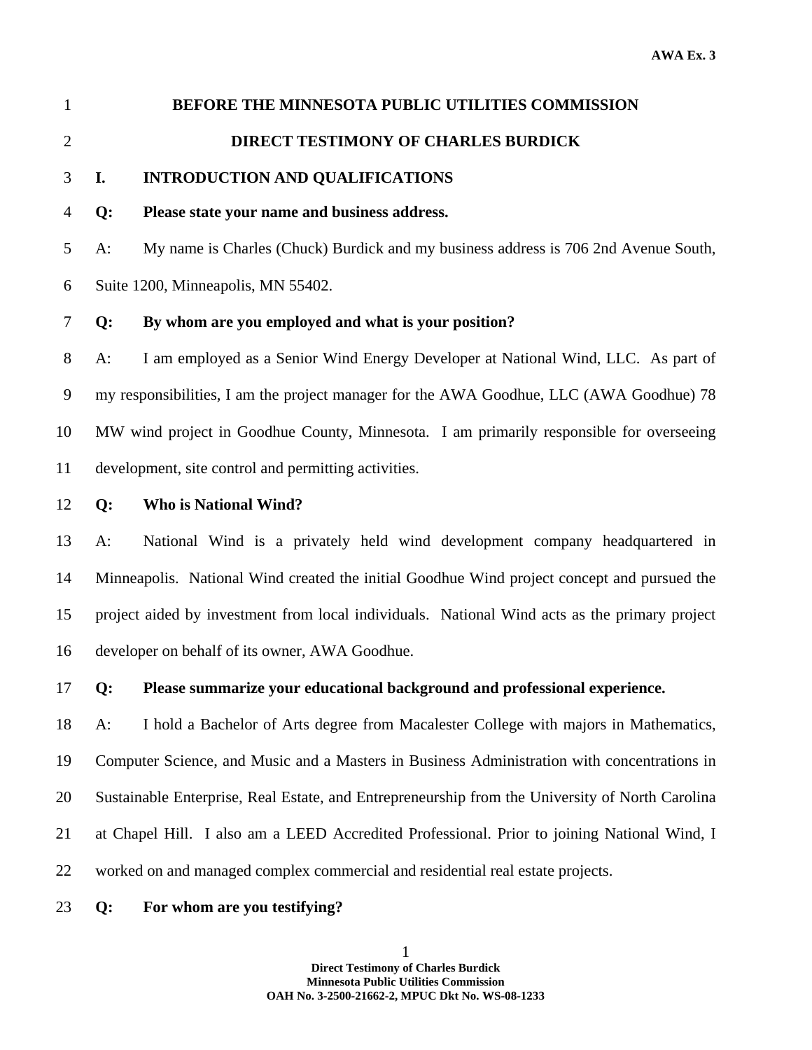# BEFORE THE MINNESOTA PUBLIC UTILITIES COMMISSION

## DIRECT TESTIMONY OF CHARLES BURDICK

### I. INTRODUCTION AND QUALIFICATIONS

**Q: Please state your name and business address.**

A: My name is Charles (Chuck) Burdick and my business address is 706 2nd Avenue South, Suite 1200, Minneapolis, MN 55402.

**Q: By whom are you employed and what is your position?**

A: I am employed as a Senior Wind Energy Developer at National Wind, LLC. As part of my responsibilities, I am the project manager for the AWA Goodhue, LLC (AWA Goodhue) 78 MW wind project in Goodhue County, Minnesota. I am primarily responsible for overseeing development, site control and permitting activities.

**Q: Who is National Wind?**

A: National Wind is a privately held wind development company headquartered in Minneapolis. National Wind created the initial Goodhue Wind project concept and pursued the project aided by investment from local individuals. National Wind acts as the primary project developer on behalf of its owner, AWA Goodhue.

**Q: Please summarize your educational background and professional experience.**

A: I hold a Bachelor of Arts degree from Macalester College with majors in Mathematics, Computer Science, and Music and a Masters in Business Administration with concentrations in Sustainable Enterprise, Real Estate, and Entrepreneurship from the University of North Carolina at Chapel Hill. I also am a LEED Accredited Professional. Prior to joining National Wind, I worked on and managed complex commercial and residential real estate projects.

**Q: For whom are you testifying?**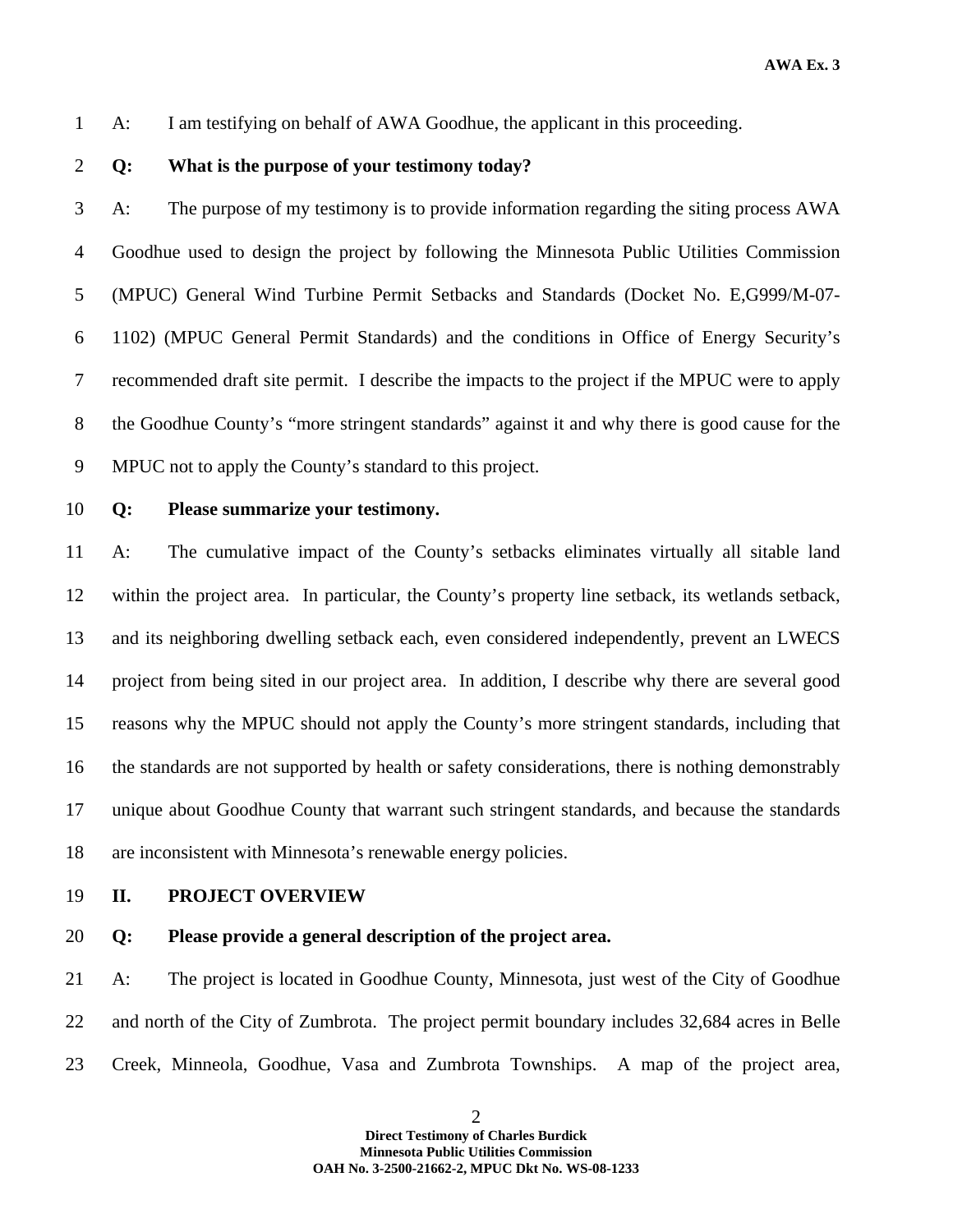A: I am testifying on behalf of AWA Goodhue, the applicant in this proceeding.

**Q: What is the purpose of your testimony today?**

A: The purpose of my testimony is to provide information regarding the siting process AWA Goodhue used to design the project by following the Minnesota Public Utilities Commission (MPUC) General Wind Turbine Permit Setbacks and Standards (Docket No. E,G999/M-07-1102) (MPUC General Permit Standards) and the conditions in Office of Energy Security's recommended draft site permit. I describe the impacts to the project if the MPUC were to apply the Goodhue County's "more stringent standards" against it and why there is good cause for the MPUC not to apply the County's standard to this project.

**Q: Please summarize your testimony.**

A: The cumulative impact of the County's setbacks eliminates virtually all sitable land within the project area. In particular, the County's property line setback, its wetlands setback, and its neighboring dwelling setback each, even considered independently, prevent an LWECS project from being sited in our project area. In addition, I describe why there are several good reasons why the MPUC should not apply the County's more stringent standards, including that the standards are not supported by health or safety considerations, there is nothing demonstrably unique about Goodhue County that warrant such stringent standards, and because the standards are inconsistent with Minnesota's renewable energy policies.

## II. PROJECT OVERVIEW

**Q: Please provide a general description of the project area.**

A: The project is located in Goodhue County, Minnesota, just west of the City of Goodhue and north of the City of Zumbrota. The project permit boundary includes 32,684 acres in Belle Creek, Minneola, Goodhue, Vasa and Zumbrota Townships. A map of the project area,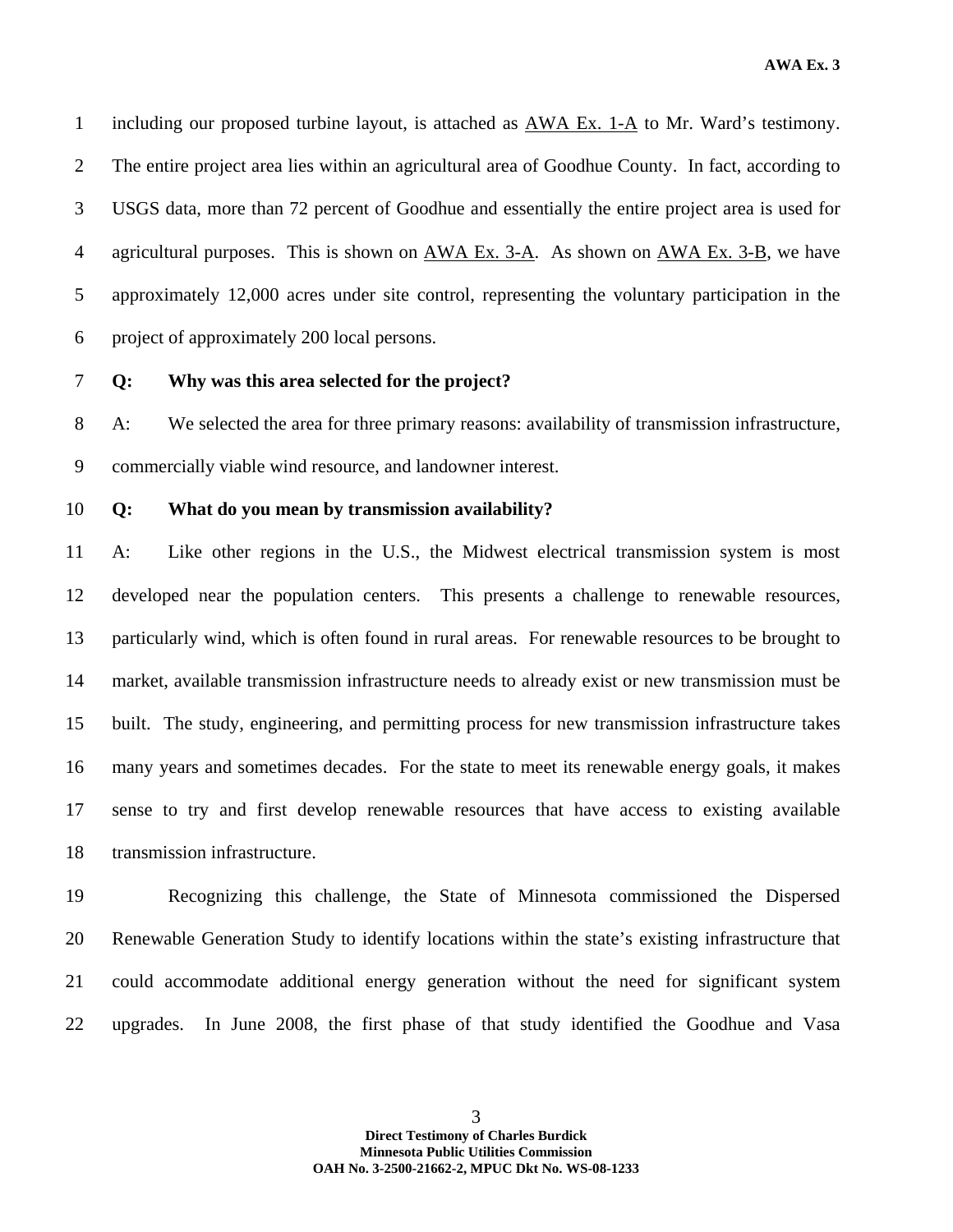including our proposed turbine layout, is attached as AWA Ex. 1-A to Mr. Ward's testimony. The entire project area lies within an agricultural area of Goodhue County. In fact, according to USGS data, more than 72 percent of Goodhue and essentially the entire project area is used for agricultural purposes. This is shown on AWA Ex. 3-A. As shown on AWA Ex. 3-B, we have approximately 12,000 acres under site control, representing the voluntary participation in the project of approximately 200 local persons.

**Q: Why was this area selected for the project?**

A: We selected the area for three primary reasons: availability of transmission infrastructure, commercially viable wind resource, and landowner interest.

**Q: What do you mean by transmission availability?**

A: Like other regions in the U.S., the Midwest electrical transmission system is most developed near the population centers. This presents a challenge to renewable resources, particularly wind, which is often found in rural areas. For renewable resources to be brought to market, available transmission infrastructure needs to already exist or new transmission must be built. The study, engineering, and permitting process for new transmission infrastructure takes many years and sometimes decades. For the state to meet its renewable energy goals, it makes sense to try and first develop renewable resources that have access to existing available transmission infrastructure.

Recognizing this challenge, the State of Minnesota commissioned the Dispersed Renewable Generation Study to identify locations within the state's existing infrastructure that could accommodate additional energy generation without the need for significant system upgrades. In June 2008, the first phase of that study identified the Goodhue and Vasa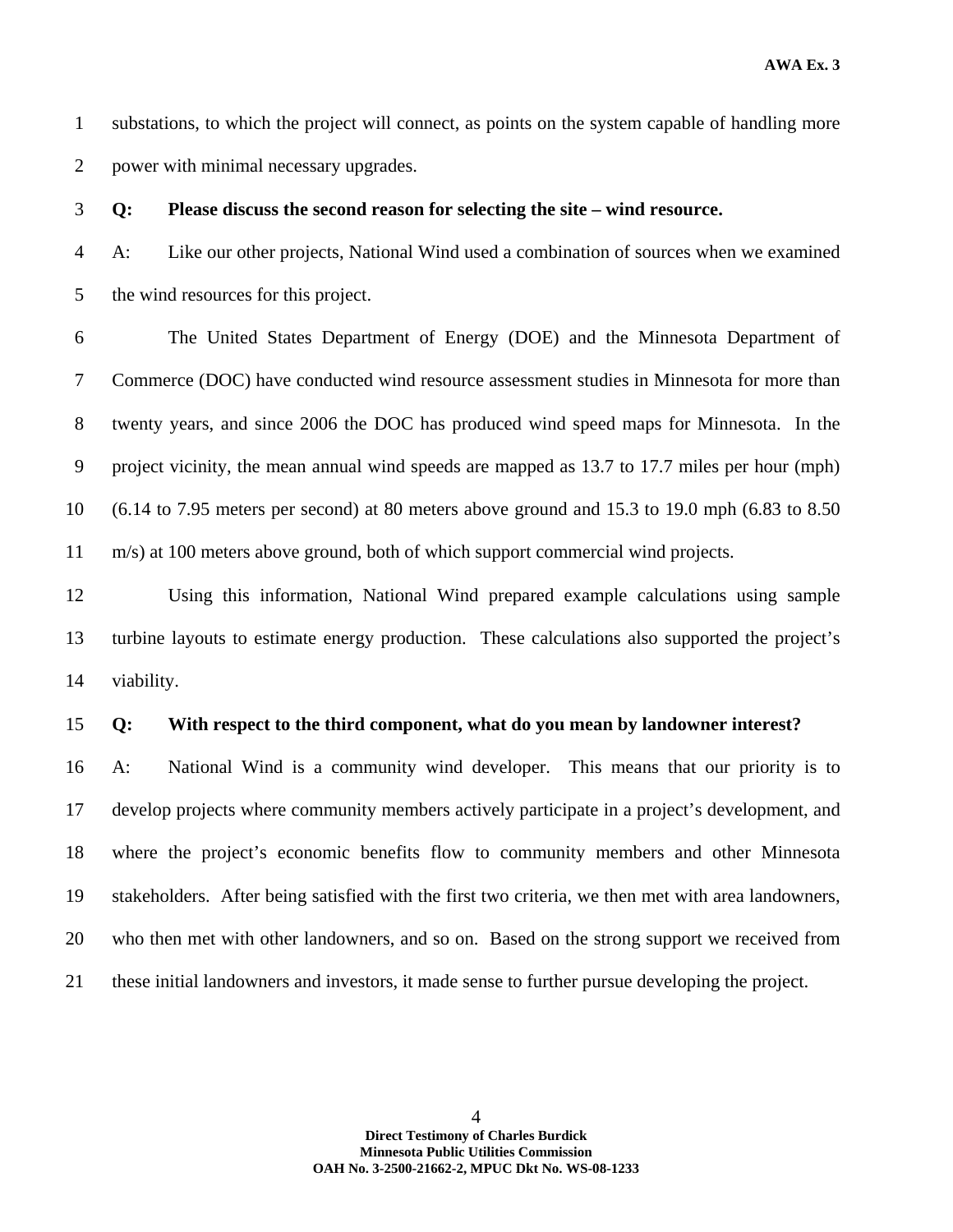substations, to which the project will connect, as points on the system capable of handling more power with minimal necessary upgrades.

**Q: Please discuss the second reason for selecting the site – wind resource.**

A: Like our other projects, National Wind used a combination of sources when we examined the wind resources for this project.

The United States Department of Energy (DOE) and the Minnesota Department of Commerce (DOC) have conducted wind resource assessment studies in Minnesota for more than twenty years, and since 2006 the DOC has produced wind speed maps for Minnesota. In the project vicinity, the mean annual wind speeds are mapped as 13.7 to 17.7 miles per hour (mph) (6.14 to 7.95 meters per second) at 80 meters above ground and 15.3 to 19.0 mph (6.83 to 8.50 m/s) at 100 meters above ground, both of which support commercial wind projects.

Using this information, National Wind prepared example calculations using sample turbine layouts to estimate energy production. These calculations also supported the project's viability.

**Q: With respect to the third component, what do you mean by landowner interest?**

A: National Wind is a community wind developer. This means that our priority is to develop projects where community members actively participate in a project's development, and where the project's economic benefits flow to community members and other Minnesota stakeholders. After being satisfied with the first two criteria, we then met with area landowners, who then met with other landowners, and so on. Based on the strong support we received from these initial landowners and investors, it made sense to further pursue developing the project.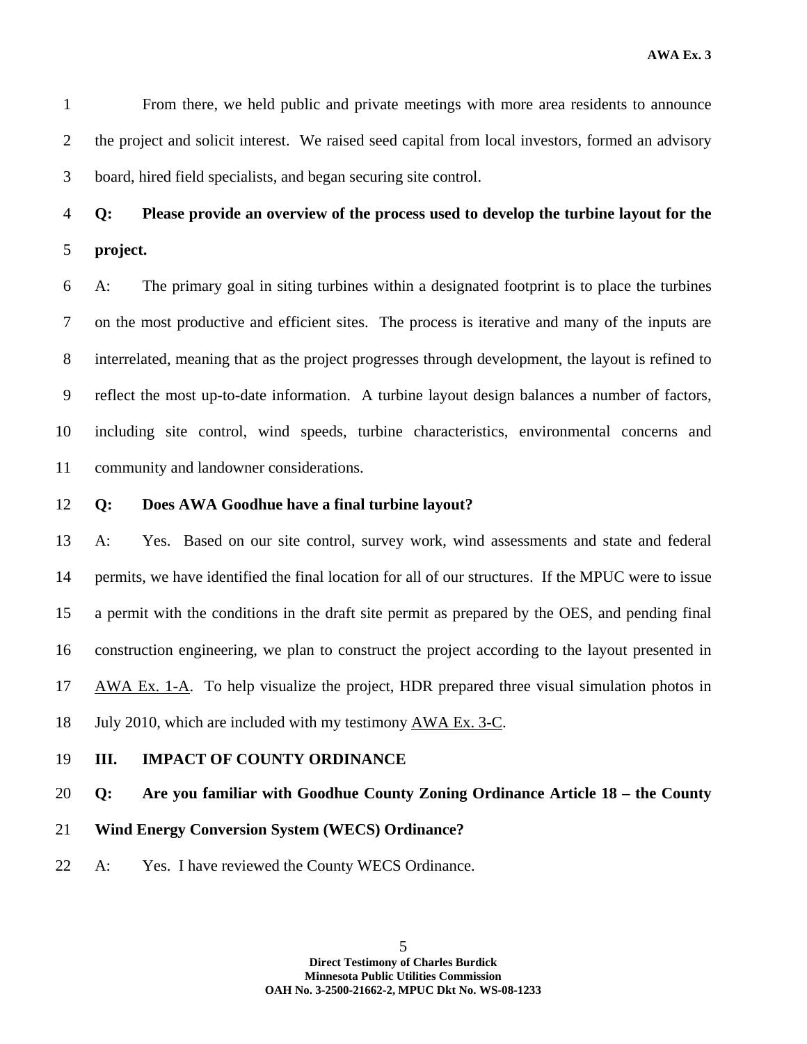From there, we held public and private meetings with more area residents to announce the project and solicit interest. We raised seed capital from local investors, formed an advisory board, hired field specialists, and began securing site control.

**Q: Please provide an overview of the process used to develop the turbine layout for the project.**

A: The primary goal in siting turbines within a designated footprint is to place the turbines on the most productive and efficient sites. The process is iterative and many of the inputs are interrelated, meaning that as the project progresses through development, the layout is refined to reflect the most up-to-date information. A turbine layout design balances a number of factors, including site control, wind speeds, turbine characteristics, environmental concerns and community and landowner considerations.

**Q: Does AWA Goodhue have a final turbine layout?**

A: Yes. Based on our site control, survey work, wind assessments and state and federal permits, we have identified the final location for all of our structures. If the MPUC were to issue a permit with the conditions in the draft site permit as prepared by the OES, and pending final construction engineering, we plan to construct the project according to the layout presented in AWA Ex. 1-A. To help visualize the project, HDR prepared three visual simulation photos in July 2010, which are included with my testimony AWA Ex. 3-C.

## III. IMPACT OF COUNTY ORDINANCE

**Q: Are you familiar with Goodhue County Zoning Ordinance Article 18 – the County Wind Energy Conversion System (WECS) Ordinance?**

A: Yes. I have reviewed the County WECS Ordinance.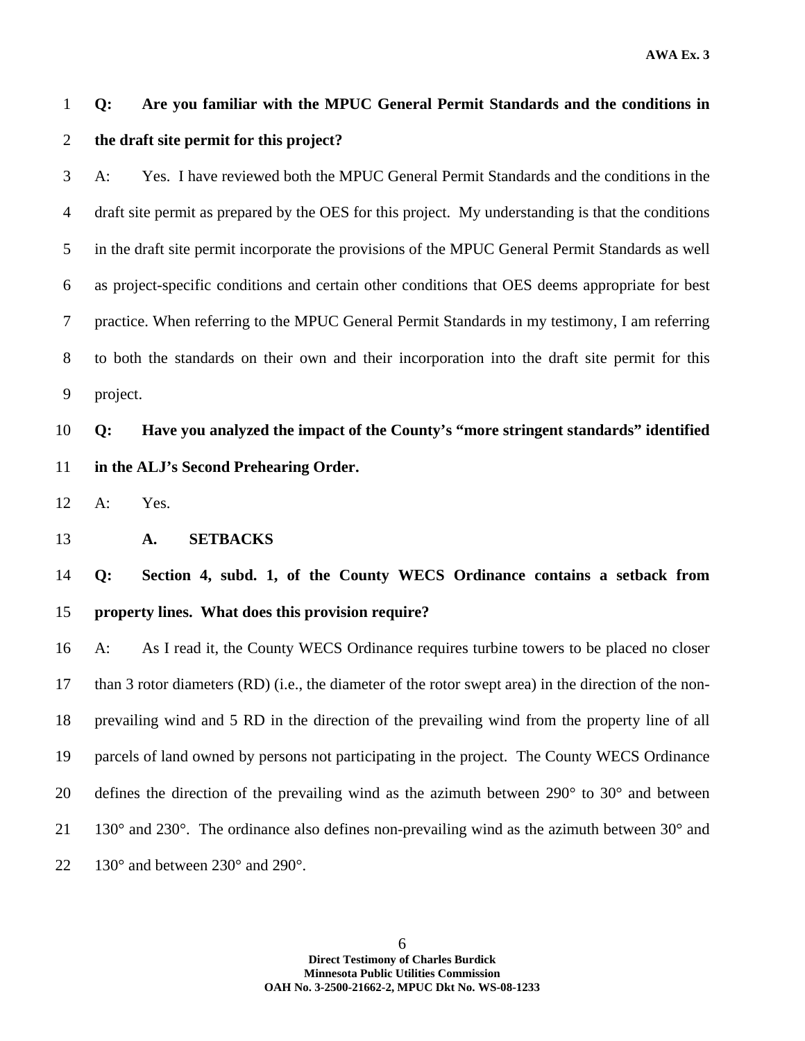**Q: Are you familiar with the MPUC General Permit Standards and the conditions in the draft site permit for this project?**

A: Yes. I have reviewed both the MPUC General Permit Standards and the conditions in the draft site permit as prepared by the OES for this project. My understanding is that the conditions in the draft site permit incorporate the provisions of the MPUC General Permit Standards as well as project-specific conditions and certain other conditions that OES deems appropriate for best practice. When referring to the MPUC General Permit Standards in my testimony, I am referring to both the standards on their own and their incorporation into the draft site permit for this project.

**Q: Have you analyzed the impact of the County's "more stringent standards" identified in the ALJ's Second Prehearing Order.**

A: Yes.

### A. SETBACKS

**Q: Section 4, subd. 1, of the County WECS Ordinance contains a setback from property lines. What does this provision require?**

A: As I read it, the County WECS Ordinance requires turbine towers to be placed no closer than 3 rotor diameters (RD) (i.e., the diameter of the rotor swept area) in the direction of the non-prevailing wind and 5 RD in the direction of the prevailing wind from the property line of all parcels of land owned by persons not participating in the project. The County WECS Ordinance defines the direction of the prevailing wind as the azimuth between 290° to 30° and between 130° and 230°. The ordinance also defines non-prevailing wind as the azimuth between 30° and 130° and between 230° and 290°.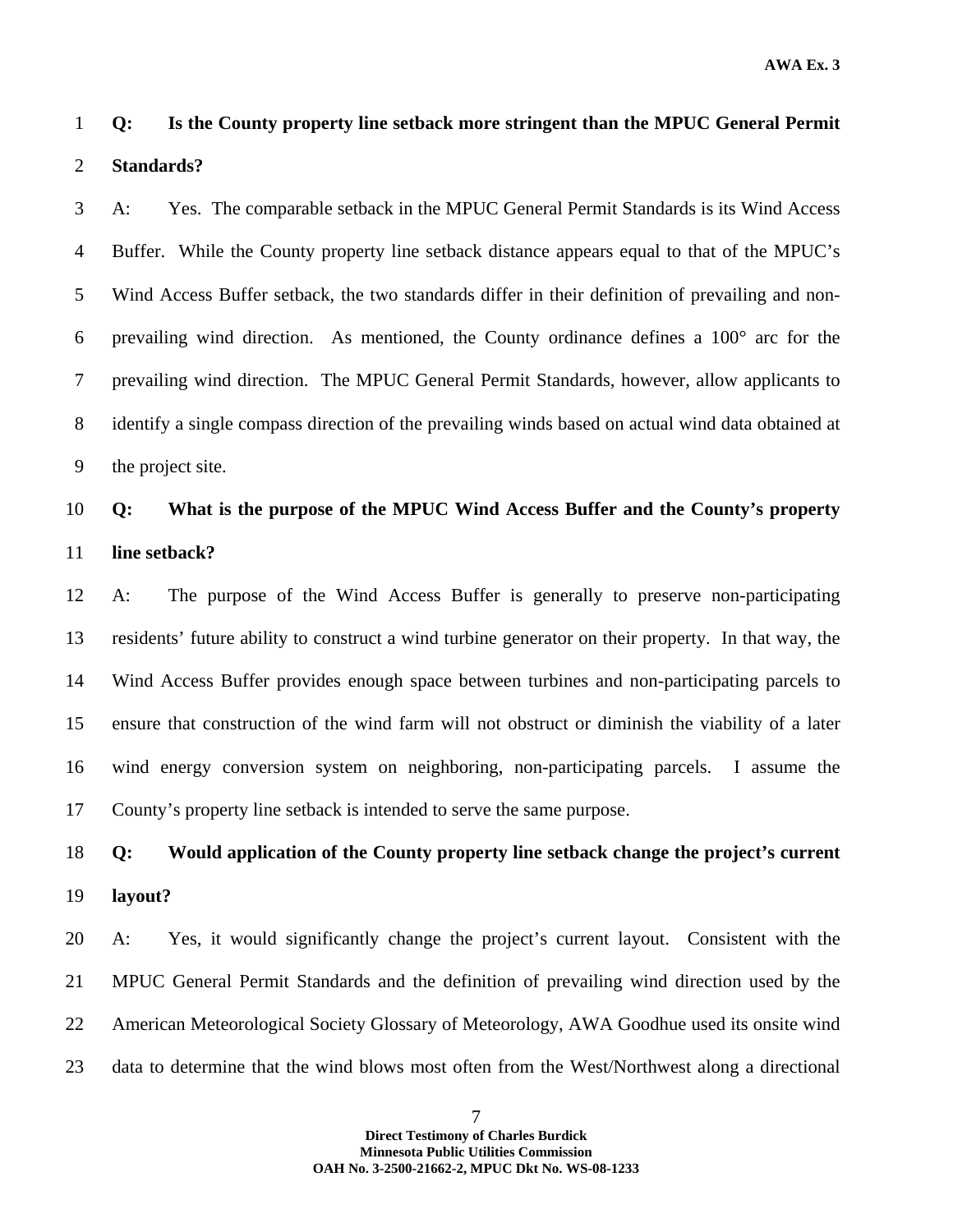**Q: Is the County property line setback more stringent than the MPUC General Permit Standards?**

A: Yes. The comparable setback in the MPUC General Permit Standards is its Wind Access Buffer. While the County property line setback distance appears equal to that of the MPUC's Wind Access Buffer setback, the two standards differ in their definition of prevailing and non-prevailing wind direction. As mentioned, the County ordinance defines a 100° arc for the prevailing wind direction. The MPUC General Permit Standards, however, allow applicants to identify a single compass direction of the prevailing winds based on actual wind data obtained at the project site.

**Q: What is the purpose of the MPUC Wind Access Buffer and the County's property line setback?**

A: The purpose of the Wind Access Buffer is generally to preserve non-participating residents' future ability to construct a wind turbine generator on their property. In that way, the Wind Access Buffer provides enough space between turbines and non-participating parcels to ensure that construction of the wind farm will not obstruct or diminish the viability of a later wind energy conversion system on neighboring, non-participating parcels. I assume the County's property line setback is intended to serve the same purpose.

**Q: Would application of the County property line setback change the project's current layout?**

A: Yes, it would significantly change the project's current layout. Consistent with the MPUC General Permit Standards and the definition of prevailing wind direction used by the American Meteorological Society Glossary of Meteorology, AWA Goodhue used its onsite wind data to determine that the wind blows most often from the West/Northwest along a directional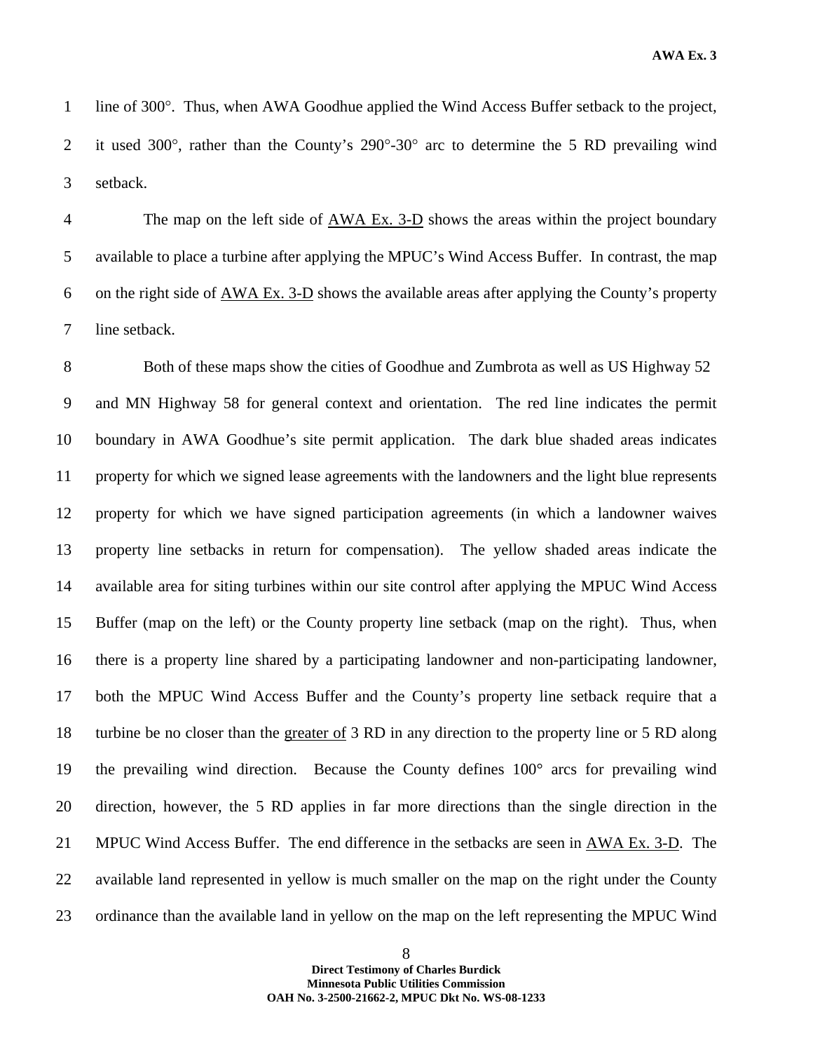line of 300°. Thus, when AWA Goodhue applied the Wind Access Buffer setback to the project, it used 300°, rather than the County's 290°-30° arc to determine the 5 RD prevailing wind setback.

The map on the left side of <u>AWA Ex. 3-D</u> shows the areas within the project boundary available to place a turbine after applying the MPUC's Wind Access Buffer. In contrast, the map on the right side of <u>AWA Ex. 3-D</u> shows the available areas after applying the County's property line setback.

Both of these maps show the cities of Goodhue and Zumbrota as well as US Highway 52 and MN Highway 58 for general context and orientation. The red line indicates the permit boundary in AWA Goodhue's site permit application. The dark blue shaded areas indicates property for which we signed lease agreements with the landowners and the light blue represents property for which we have signed participation agreements (in which a landowner waives property line setbacks in return for compensation). The yellow shaded areas indicate the available area for siting turbines within our site control after applying the MPUC Wind Access Buffer (map on the left) or the County property line setback (map on the right). Thus, when there is a property line shared by a participating landowner and non-participating landowner, both the MPUC Wind Access Buffer and the County's property line setback require that a turbine be no closer than the <u>greater of</u> 3 RD in any direction to the property line or 5 RD along the prevailing wind direction. Because the County defines 100° arcs for prevailing wind direction, however, the 5 RD applies in far more directions than the single direction in the MPUC Wind Access Buffer. The end difference in the setbacks are seen in <u>AWA Ex. 3-D</u>. The available land represented in yellow is much smaller on the map on the right under the County ordinance than the available land in yellow on the map on the left representing the MPUC Wind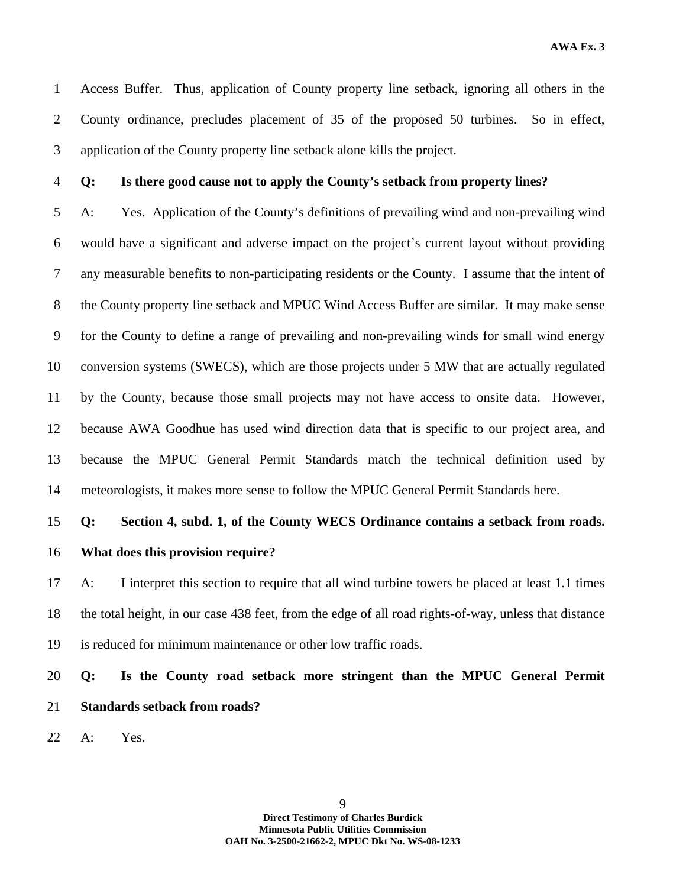Access Buffer. Thus, application of County property line setback, ignoring all others in the County ordinance, precludes placement of 35 of the proposed 50 turbines. So in effect, application of the County property line setback alone kills the project.

**Q: Is there good cause not to apply the County's setback from property lines?**

A: Yes. Application of the County's definitions of prevailing wind and non-prevailing wind would have a significant and adverse impact on the project's current layout without providing any measurable benefits to non-participating residents or the County. I assume that the intent of the County property line setback and MPUC Wind Access Buffer are similar. It may make sense for the County to define a range of prevailing and non-prevailing winds for small wind energy conversion systems (SWECS), which are those projects under 5 MW that are actually regulated by the County, because those small projects may not have access to onsite data. However, because AWA Goodhue has used wind direction data that is specific to our project area, and because the MPUC General Permit Standards match the technical definition used by meteorologists, it makes more sense to follow the MPUC General Permit Standards here.

**Q: Section 4, subd. 1, of the County WECS Ordinance contains a setback from roads. What does this provision require?**

A: I interpret this section to require that all wind turbine towers be placed at least 1.1 times the total height, in our case 438 feet, from the edge of all road rights-of-way, unless that distance is reduced for minimum maintenance or other low traffic roads.

**Q: Is the County road setback more stringent than the MPUC General Permit Standards setback from roads?**

A: Yes.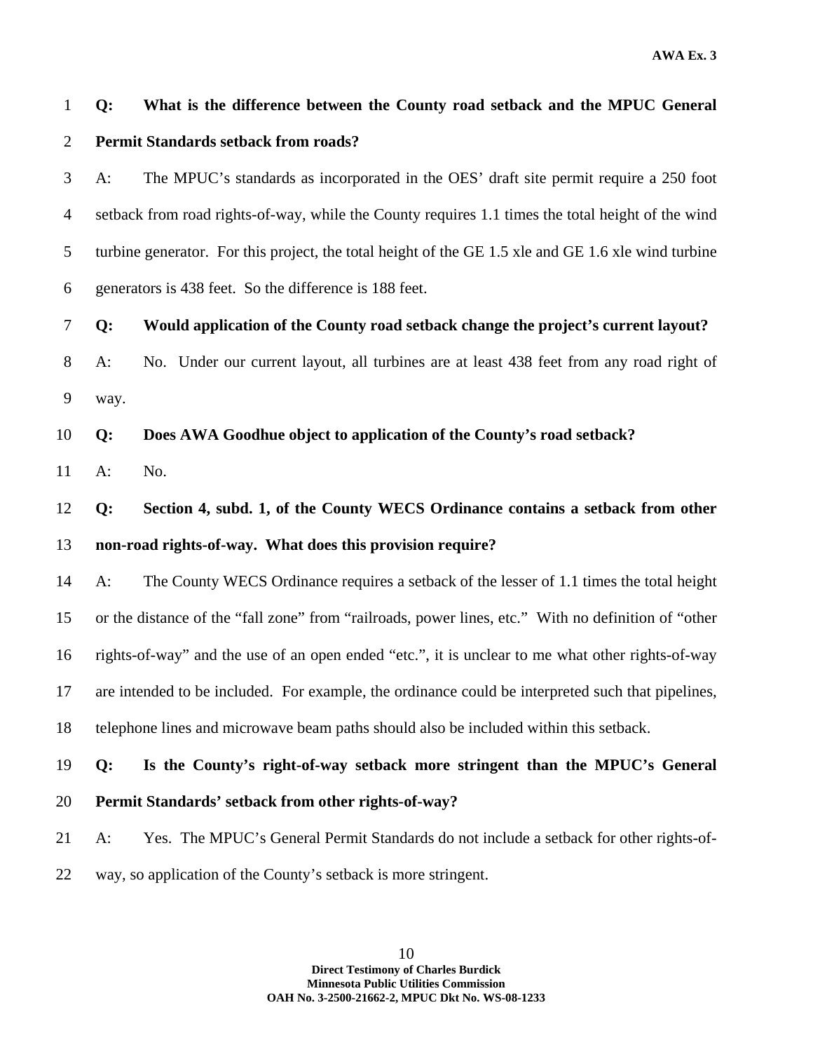**Q: What is the difference between the County road setback and the MPUC General Permit Standards setback from roads?**

A: The MPUC's standards as incorporated in the OES' draft site permit require a 250 foot setback from road rights-of-way, while the County requires 1.1 times the total height of the wind turbine generator. For this project, the total height of the GE 1.5 xle and GE 1.6 xle wind turbine generators is 438 feet. So the difference is 188 feet.

**Q: Would application of the County road setback change the project's current layout?**

A: No. Under our current layout, all turbines are at least 438 feet from any road right of way.

**Q: Does AWA Goodhue object to application of the County's road setback?**

A: No.

**Q: Section 4, subd. 1, of the County WECS Ordinance contains a setback from other non-road rights-of-way. What does this provision require?**

A: The County WECS Ordinance requires a setback of the lesser of 1.1 times the total height or the distance of the "fall zone" from "railroads, power lines, etc." With no definition of "other rights-of-way" and the use of an open ended "etc.", it is unclear to me what other rights-of-way are intended to be included. For example, the ordinance could be interpreted such that pipelines, telephone lines and microwave beam paths should also be included within this setback.

**Q: Is the County's right-of-way setback more stringent than the MPUC's General Permit Standards' setback from other rights-of-way?**

A: Yes. The MPUC's General Permit Standards do not include a setback for other rights-of-way, so application of the County's setback is more stringent.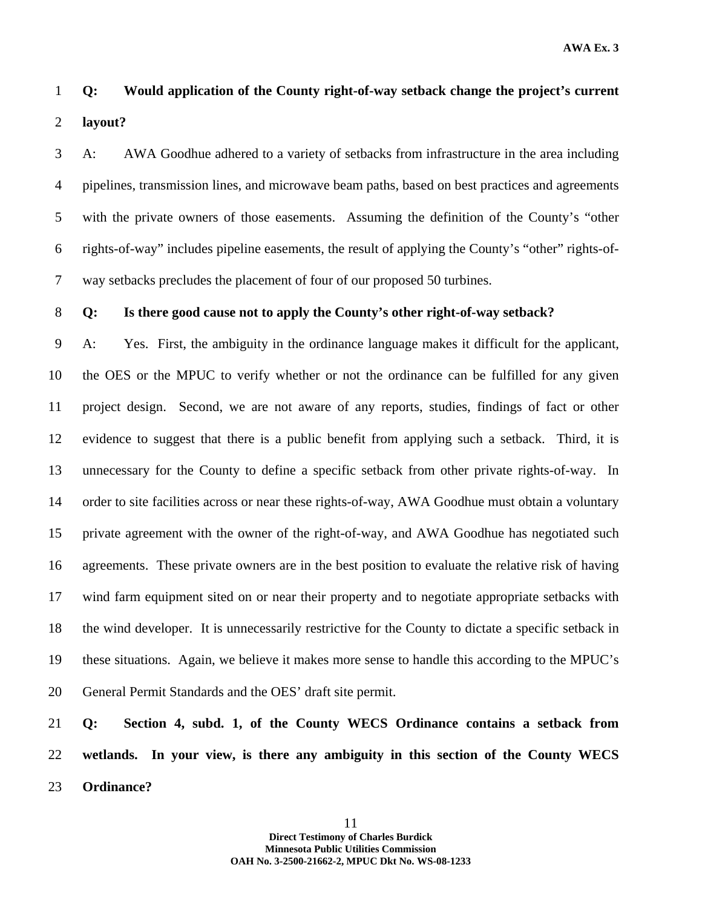**Q: Would application of the County right-of-way setback change the project's current layout?**

A: AWA Goodhue adhered to a variety of setbacks from infrastructure in the area including pipelines, transmission lines, and microwave beam paths, based on best practices and agreements with the private owners of those easements. Assuming the definition of the County's "other rights-of-way" includes pipeline easements, the result of applying the County's "other" rights-of-way setbacks precludes the placement of four of our proposed 50 turbines.

**Q: Is there good cause not to apply the County's other right-of-way setback?**

A: Yes. First, the ambiguity in the ordinance language makes it difficult for the applicant, the OES or the MPUC to verify whether or not the ordinance can be fulfilled for any given project design. Second, we are not aware of any reports, studies, findings of fact or other evidence to suggest that there is a public benefit from applying such a setback. Third, it is unnecessary for the County to define a specific setback from other private rights-of-way. In order to site facilities across or near these rights-of-way, AWA Goodhue must obtain a voluntary private agreement with the owner of the right-of-way, and AWA Goodhue has negotiated such agreements. These private owners are in the best position to evaluate the relative risk of having wind farm equipment sited on or near their property and to negotiate appropriate setbacks with the wind developer. It is unnecessarily restrictive for the County to dictate a specific setback in these situations. Again, we believe it makes more sense to handle this according to the MPUC's General Permit Standards and the OES' draft site permit.

**Q: Section 4, subd. 1, of the County WECS Ordinance contains a setback from wetlands. In your view, is there any ambiguity in this section of the County WECS Ordinance?**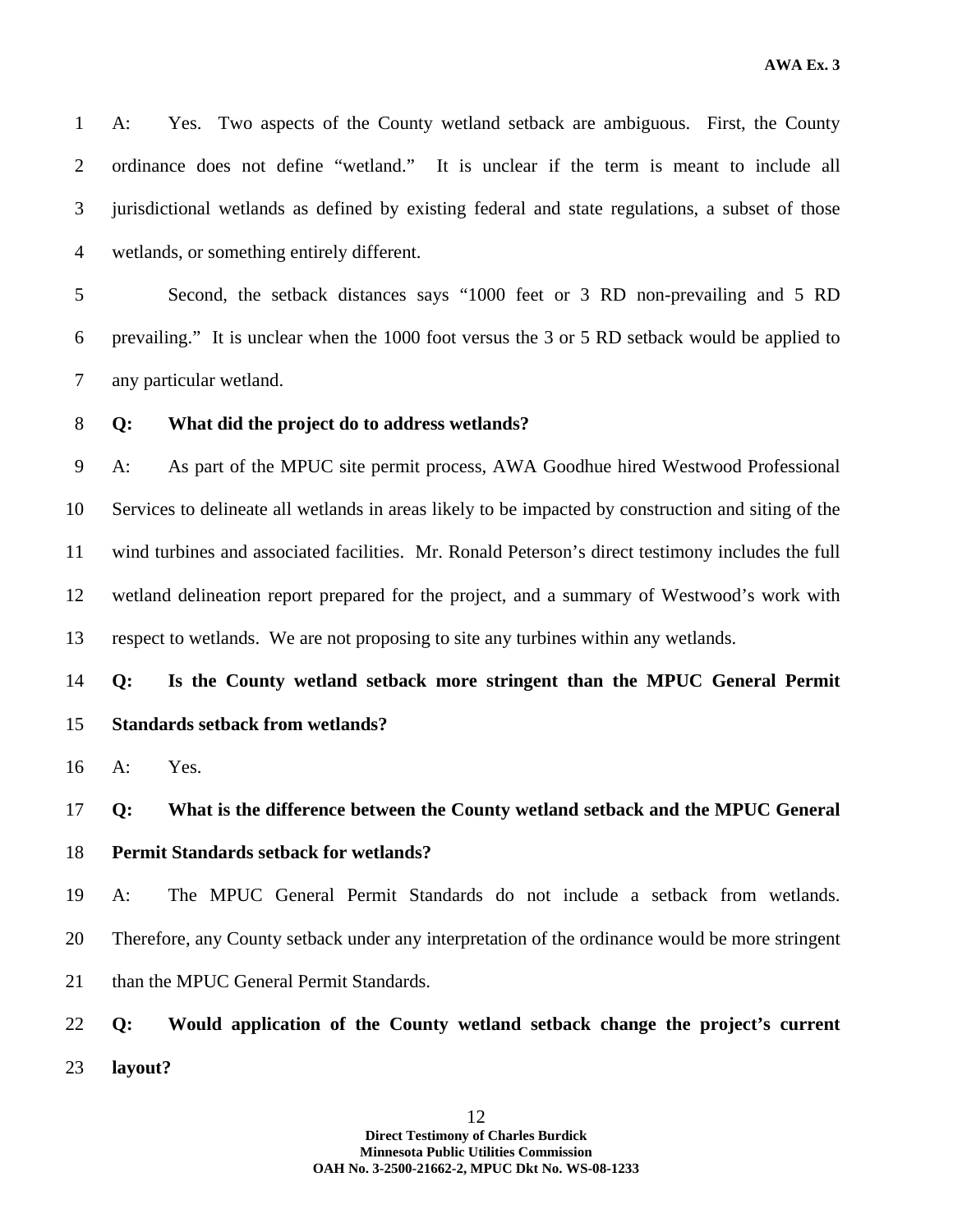A: Yes. Two aspects of the County wetland setback are ambiguous. First, the County ordinance does not define "wetland." It is unclear if the term is meant to include all jurisdictional wetlands as defined by existing federal and state regulations, a subset of those wetlands, or something entirely different.

Second, the setback distances says "1000 feet or 3 RD non-prevailing and 5 RD prevailing." It is unclear when the 1000 foot versus the 3 or 5 RD setback would be applied to any particular wetland.

**Q: What did the project do to address wetlands?**

A: As part of the MPUC site permit process, AWA Goodhue hired Westwood Professional Services to delineate all wetlands in areas likely to be impacted by construction and siting of the wind turbines and associated facilities. Mr. Ronald Peterson's direct testimony includes the full wetland delineation report prepared for the project, and a summary of Westwood's work with respect to wetlands. We are not proposing to site any turbines within any wetlands.

**Q: Is the County wetland setback more stringent than the MPUC General Permit Standards setback from wetlands?**

A: Yes.

**Q: What is the difference between the County wetland setback and the MPUC General Permit Standards setback for wetlands?**

A: The MPUC General Permit Standards do not include a setback from wetlands. Therefore, any County setback under any interpretation of the ordinance would be more stringent than the MPUC General Permit Standards.

**Q: Would application of the County wetland setback change the project's current layout?**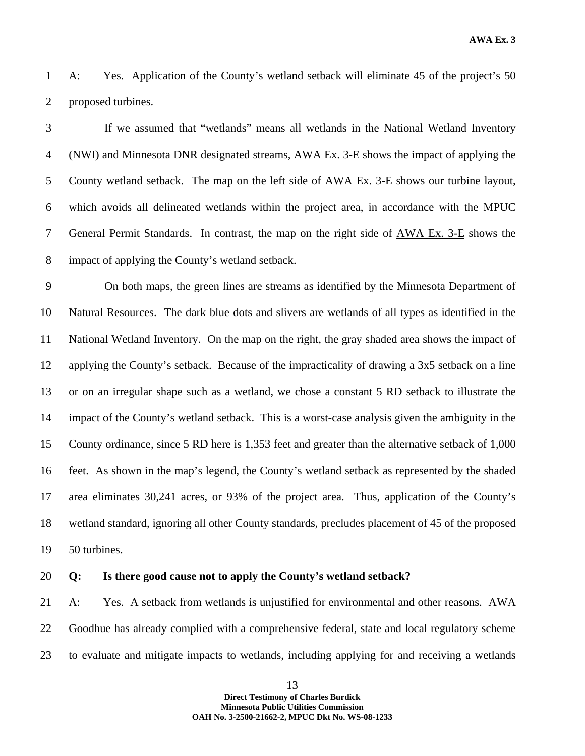A: Yes. Application of the County's wetland setback will eliminate 45 of the project's 50 proposed turbines.

If we assumed that "wetlands" means all wetlands in the National Wetland Inventory (NWI) and Minnesota DNR designated streams, AWA Ex. 3-E shows the impact of applying the County wetland setback. The map on the left side of AWA Ex. 3-E shows our turbine layout, which avoids all delineated wetlands within the project area, in accordance with the MPUC General Permit Standards. In contrast, the map on the right side of AWA Ex. 3-E shows the impact of applying the County's wetland setback.

On both maps, the green lines are streams as identified by the Minnesota Department of Natural Resources. The dark blue dots and slivers are wetlands of all types as identified in the National Wetland Inventory. On the map on the right, the gray shaded area shows the impact of applying the County's setback. Because of the impracticality of drawing a 3x5 setback on a line or on an irregular shape such as a wetland, we chose a constant 5 RD setback to illustrate the impact of the County's wetland setback. This is a worst-case analysis given the ambiguity in the County ordinance, since 5 RD here is 1,353 feet and greater than the alternative setback of 1,000 feet. As shown in the map's legend, the County's wetland setback as represented by the shaded area eliminates 30,241 acres, or 93% of the project area. Thus, application of the County's wetland standard, ignoring all other County standards, precludes placement of 45 of the proposed 50 turbines.

**Q: Is there good cause not to apply the County's wetland setback?**

A: Yes. A setback from wetlands is unjustified for environmental and other reasons. AWA Goodhue has already complied with a comprehensive federal, state and local regulatory scheme to evaluate and mitigate impacts to wetlands, including applying for and receiving a wetlands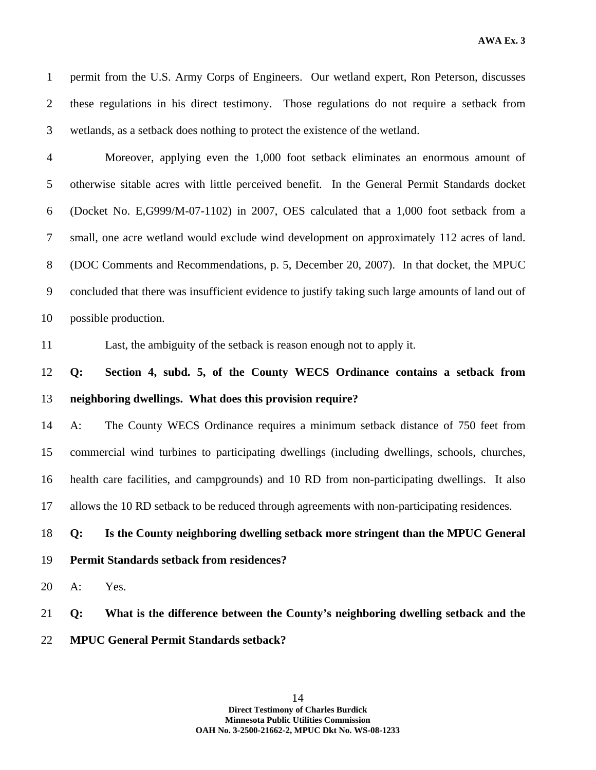permit from the U.S. Army Corps of Engineers. Our wetland expert, Ron Peterson, discusses these regulations in his direct testimony. Those regulations do not require a setback from wetlands, as a setback does nothing to protect the existence of the wetland.

Moreover, applying even the 1,000 foot setback eliminates an enormous amount of otherwise sitable acres with little perceived benefit. In the General Permit Standards docket (Docket No. E,G999/M-07-1102) in 2007, OES calculated that a 1,000 foot setback from a small, one acre wetland would exclude wind development on approximately 112 acres of land. (DOC Comments and Recommendations, p. 5, December 20, 2007). In that docket, the MPUC concluded that there was insufficient evidence to justify taking such large amounts of land out of possible production.

Last, the ambiguity of the setback is reason enough not to apply it.

**Q: Section 4, subd. 5, of the County WECS Ordinance contains a setback from neighboring dwellings. What does this provision require?**

A: The County WECS Ordinance requires a minimum setback distance of 750 feet from commercial wind turbines to participating dwellings (including dwellings, schools, churches, health care facilities, and campgrounds) and 10 RD from non-participating dwellings. It also allows the 10 RD setback to be reduced through agreements with non-participating residences.

**Q: Is the County neighboring dwelling setback more stringent than the MPUC General Permit Standards setback from residences?**

A: Yes.

**Q: What is the difference between the County's neighboring dwelling setback and the MPUC General Permit Standards setback?**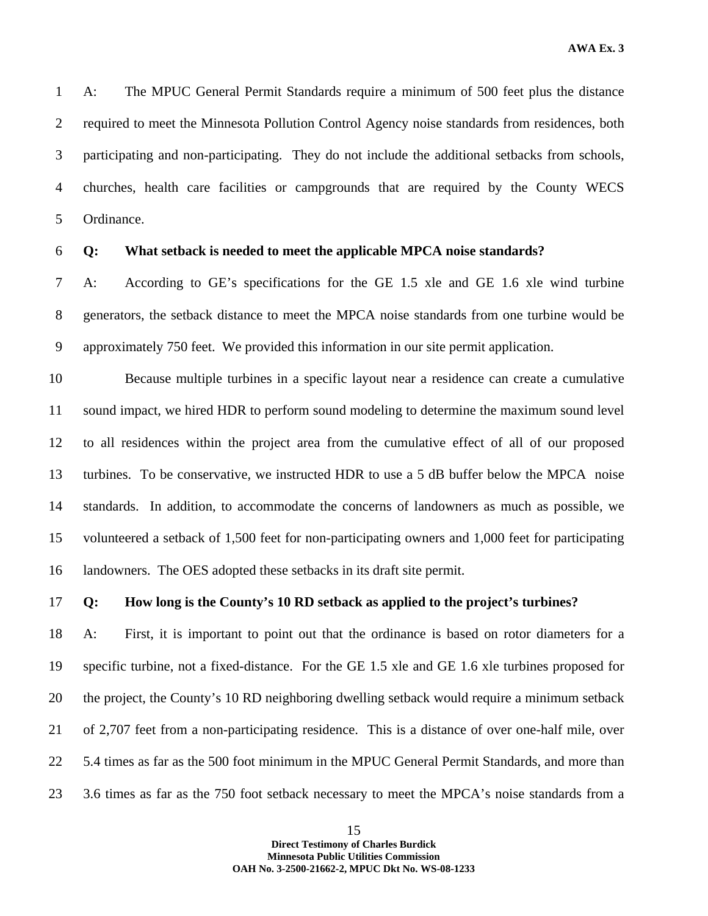A: The MPUC General Permit Standards require a minimum of 500 feet plus the distance required to meet the Minnesota Pollution Control Agency noise standards from residences, both participating and non-participating. They do not include the additional setbacks from schools, churches, health care facilities or campgrounds that are required by the County WECS Ordinance.

**Q: What setback is needed to meet the applicable MPCA noise standards?**

A: According to GE's specifications for the GE 1.5 xle and GE 1.6 xle wind turbine generators, the setback distance to meet the MPCA noise standards from one turbine would be approximately 750 feet. We provided this information in our site permit application.

Because multiple turbines in a specific layout near a residence can create a cumulative sound impact, we hired HDR to perform sound modeling to determine the maximum sound level to all residences within the project area from the cumulative effect of all of our proposed turbines. To be conservative, we instructed HDR to use a 5 dB buffer below the MPCA noise standards. In addition, to accommodate the concerns of landowners as much as possible, we volunteered a setback of 1,500 feet for non-participating owners and 1,000 feet for participating landowners. The OES adopted these setbacks in its draft site permit.

**Q: How long is the County's 10 RD setback as applied to the project's turbines?**

A: First, it is important to point out that the ordinance is based on rotor diameters for a specific turbine, not a fixed-distance. For the GE 1.5 xle and GE 1.6 xle turbines proposed for the project, the County's 10 RD neighboring dwelling setback would require a minimum setback of 2,707 feet from a non-participating residence. This is a distance of over one-half mile, over 5.4 times as far as the 500 foot minimum in the MPUC General Permit Standards, and more than 3.6 times as far as the 750 foot setback necessary to meet the MPCA's noise standards from a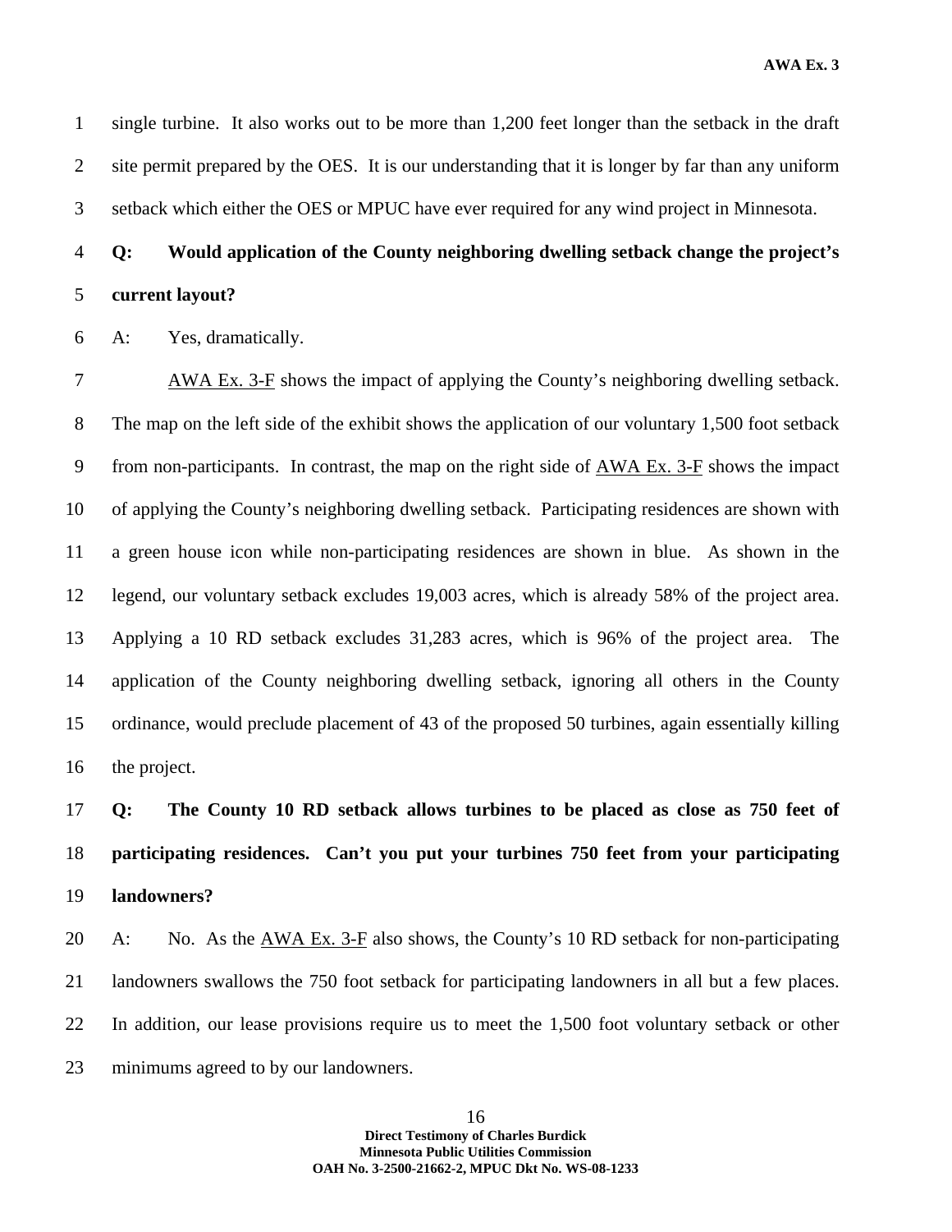single turbine. It also works out to be more than 1,200 feet longer than the setback in the draft site permit prepared by the OES. It is our understanding that it is longer by far than any uniform setback which either the OES or MPUC have ever required for any wind project in Minnesota.

**Q: Would application of the County neighboring dwelling setback change the project's current layout?**

A: Yes, dramatically.

AWA Ex. 3-F shows the impact of applying the County's neighboring dwelling setback. The map on the left side of the exhibit shows the application of our voluntary 1,500 foot setback from non-participants. In contrast, the map on the right side of AWA Ex. 3-F shows the impact of applying the County's neighboring dwelling setback. Participating residences are shown with a green house icon while non-participating residences are shown in blue. As shown in the legend, our voluntary setback excludes 19,003 acres, which is already 58% of the project area. Applying a 10 RD setback excludes 31,283 acres, which is 96% of the project area. The application of the County neighboring dwelling setback, ignoring all others in the County ordinance, would preclude placement of 43 of the proposed 50 turbines, again essentially killing the project.

**Q: The County 10 RD setback allows turbines to be placed as close as 750 feet of participating residences. Can't you put your turbines 750 feet from your participating landowners?**

A: No. As the AWA Ex. 3-F also shows, the County's 10 RD setback for non-participating landowners swallows the 750 foot setback for participating landowners in all but a few places. In addition, our lease provisions require us to meet the 1,500 foot voluntary setback or other minimums agreed to by our landowners.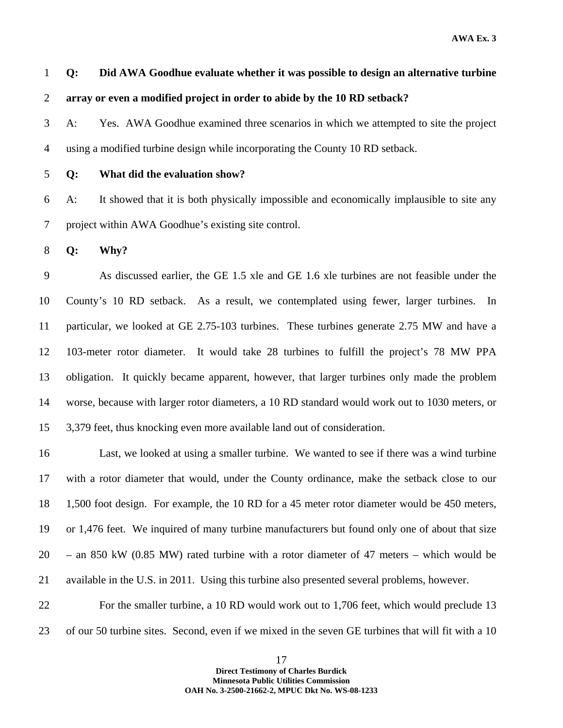**Q: Did AWA Goodhue evaluate whether it was possible to design an alternative turbine array or even a modified project in order to abide by the 10 RD setback?**

A: Yes. AWA Goodhue examined three scenarios in which we attempted to site the project using a modified turbine design while incorporating the County 10 RD setback.

**Q: What did the evaluation show?**

A: It showed that it is both physically impossible and economically implausible to site any project within AWA Goodhue's existing site control.

**Q: Why?**

As discussed earlier, the GE 1.5 xle and GE 1.6 xle turbines are not feasible under the County's 10 RD setback. As a result, we contemplated using fewer, larger turbines. In particular, we looked at GE 2.75-103 turbines. These turbines generate 2.75 MW and have a 103-meter rotor diameter. It would take 28 turbines to fulfill the project's 78 MW PPA obligation. It quickly became apparent, however, that larger turbines only made the problem worse, because with larger rotor diameters, a 10 RD standard would work out to 1030 meters, or 3,379 feet, thus knocking even more available land out of consideration.

Last, we looked at using a smaller turbine. We wanted to see if there was a wind turbine with a rotor diameter that would, under the County ordinance, make the setback close to our 1,500 foot design. For example, the 10 RD for a 45 meter rotor diameter would be 450 meters, or 1,476 feet. We inquired of many turbine manufacturers but found only one of about that size – an 850 kW (0.85 MW) rated turbine with a rotor diameter of 47 meters – which would be available in the U.S. in 2011. Using this turbine also presented several problems, however.

For the smaller turbine, a 10 RD would work out to 1,706 feet, which would preclude 13 of our 50 turbine sites. Second, even if we mixed in the seven GE turbines that will fit with a 10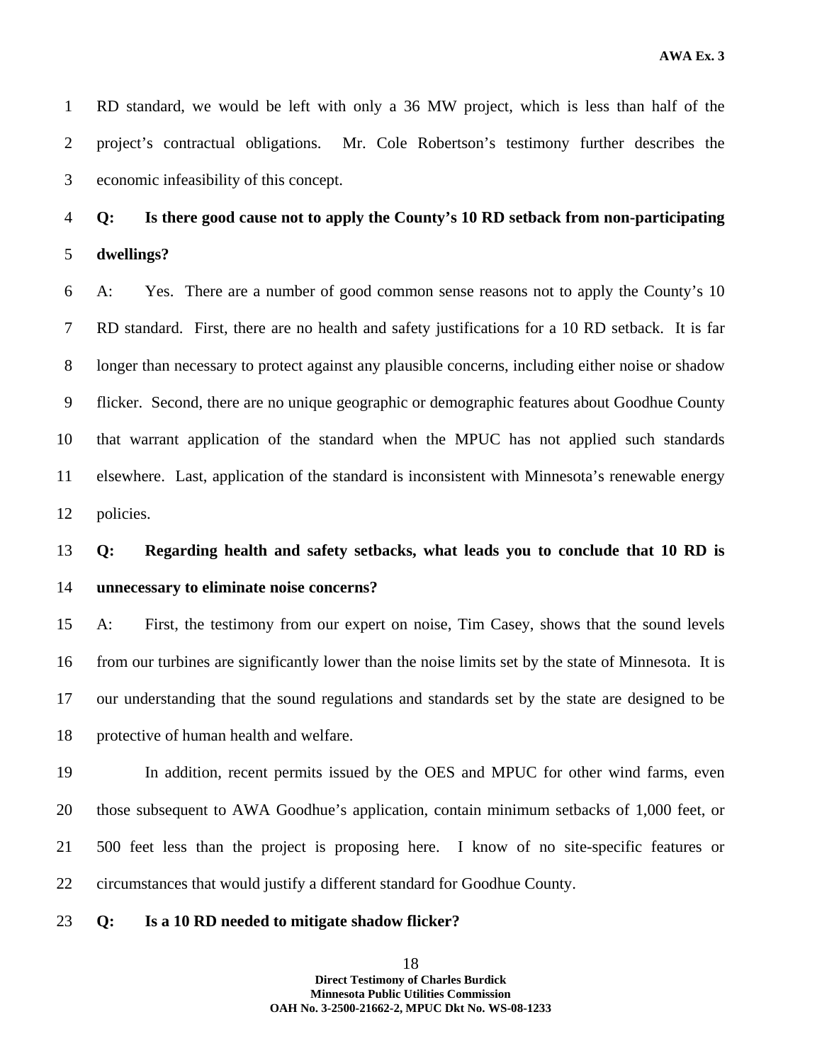RD standard, we would be left with only a 36 MW project, which is less than half of the project's contractual obligations. Mr. Cole Robertson's testimony further describes the economic infeasibility of this concept.

**Q: Is there good cause not to apply the County's 10 RD setback from non-participating dwellings?**

A: Yes. There are a number of good common sense reasons not to apply the County's 10 RD standard. First, there are no health and safety justifications for a 10 RD setback. It is far longer than necessary to protect against any plausible concerns, including either noise or shadow flicker. Second, there are no unique geographic or demographic features about Goodhue County that warrant application of the standard when the MPUC has not applied such standards elsewhere. Last, application of the standard is inconsistent with Minnesota's renewable energy policies.

**Q: Regarding health and safety setbacks, what leads you to conclude that 10 RD is unnecessary to eliminate noise concerns?**

A: First, the testimony from our expert on noise, Tim Casey, shows that the sound levels from our turbines are significantly lower than the noise limits set by the state of Minnesota. It is our understanding that the sound regulations and standards set by the state are designed to be protective of human health and welfare.

In addition, recent permits issued by the OES and MPUC for other wind farms, even those subsequent to AWA Goodhue's application, contain minimum setbacks of 1,000 feet, or 500 feet less than the project is proposing here. I know of no site-specific features or circumstances that would justify a different standard for Goodhue County.

**Q: Is a 10 RD needed to mitigate shadow flicker?**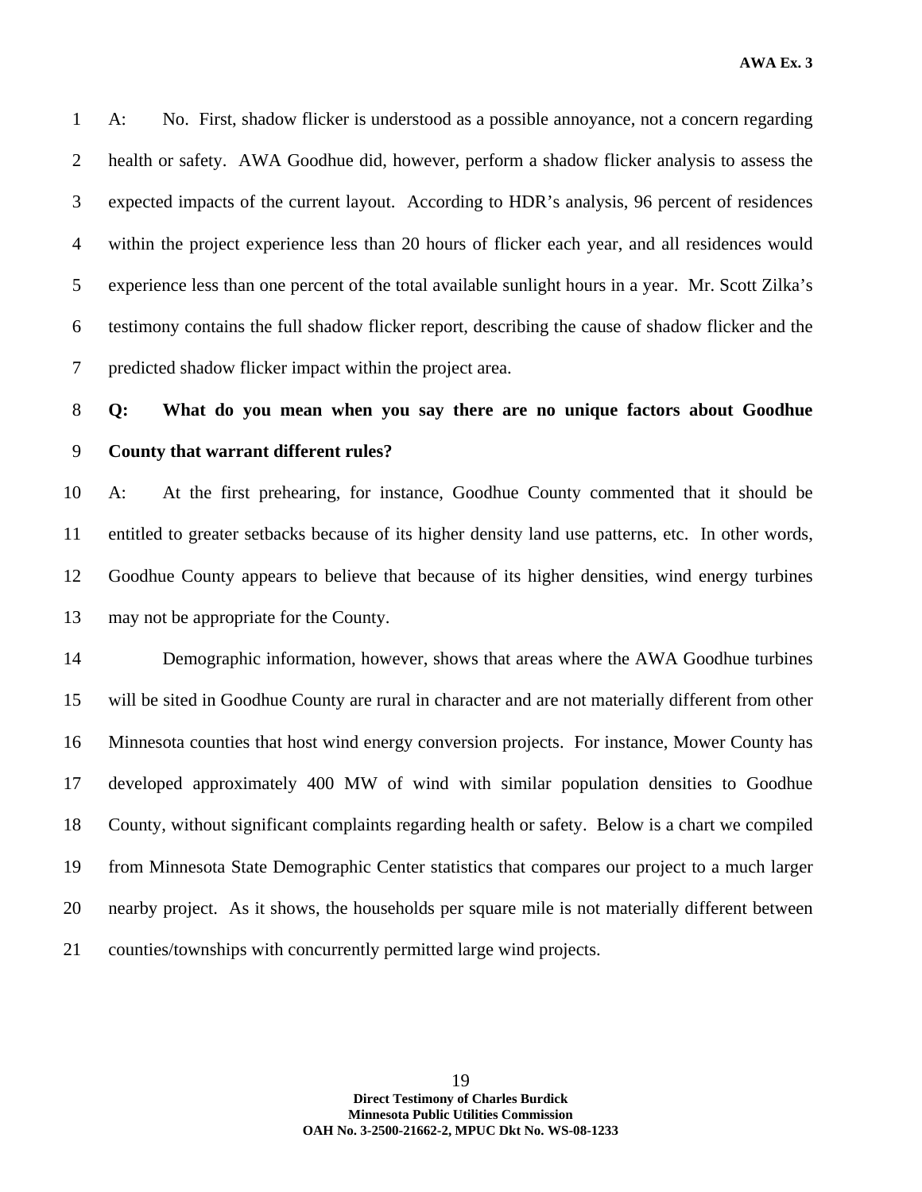A: No. First, shadow flicker is understood as a possible annoyance, not a concern regarding health or safety. AWA Goodhue did, however, perform a shadow flicker analysis to assess the expected impacts of the current layout. According to HDR's analysis, 96 percent of residences within the project experience less than 20 hours of flicker each year, and all residences would experience less than one percent of the total available sunlight hours in a year. Mr. Scott Zilka's testimony contains the full shadow flicker report, describing the cause of shadow flicker and the predicted shadow flicker impact within the project area.

**Q: What do you mean when you say there are no unique factors about Goodhue County that warrant different rules?**

A: At the first prehearing, for instance, Goodhue County commented that it should be entitled to greater setbacks because of its higher density land use patterns, etc. In other words, Goodhue County appears to believe that because of its higher densities, wind energy turbines may not be appropriate for the County.

Demographic information, however, shows that areas where the AWA Goodhue turbines will be sited in Goodhue County are rural in character and are not materially different from other Minnesota counties that host wind energy conversion projects. For instance, Mower County has developed approximately 400 MW of wind with similar population densities to Goodhue County, without significant complaints regarding health or safety. Below is a chart we compiled from Minnesota State Demographic Center statistics that compares our project to a much larger nearby project. As it shows, the households per square mile is not materially different between counties/townships with concurrently permitted large wind projects.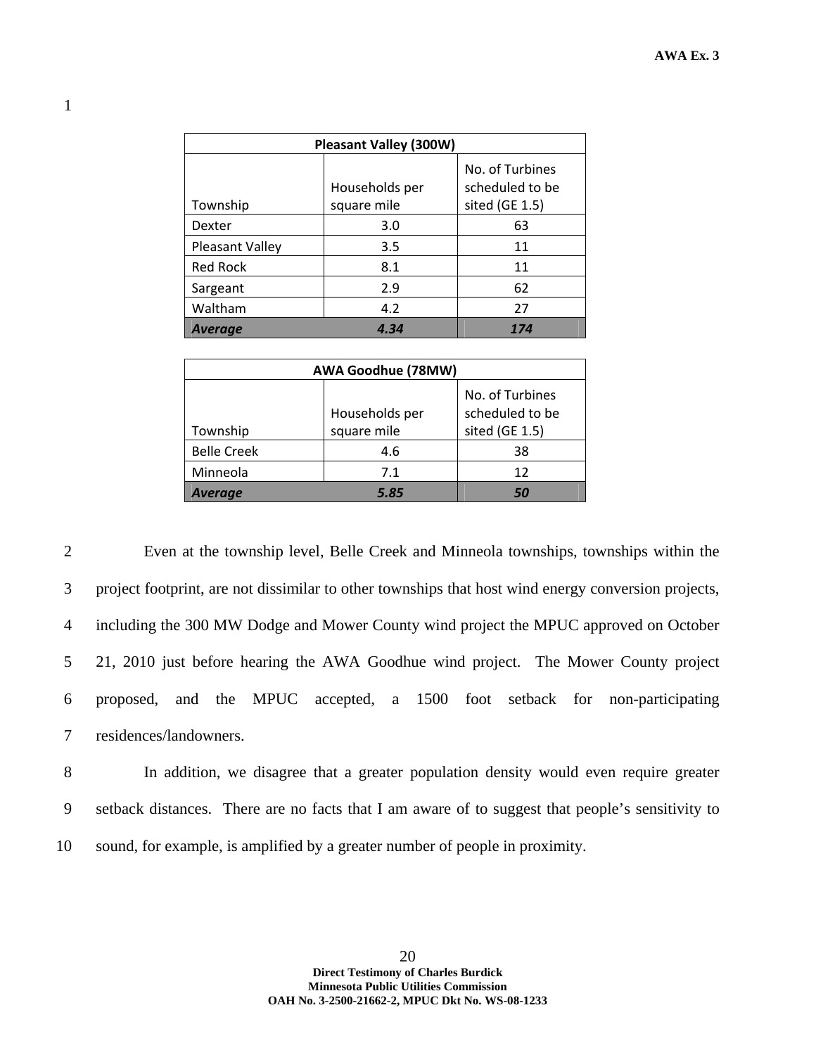| Pleasant Valley (300W) | | |
|---|---|---|
| Township | Households per square mile | No. of Turbines scheduled to be sited (GE 1.5) |
| Dexter | 3.0 | 63 |
| Pleasant Valley | 3.5 | 11 |
| Red Rock | 8.1 | 11 |
| Sargeant | 2.9 | 62 |
| Waltham | 4.2 | 27 |
| ***Average*** | ***4.34*** | ***174*** |

| AWA Goodhue (78MW) | | |
|---|---|---|
| Township | Households per square mile | No. of Turbines scheduled to be sited (GE 1.5) |
| Belle Creek | 4.6 | 38 |
| Minneola | 7.1 | 12 |
| ***Average*** | ***5.85*** | ***50*** |

Even at the township level, Belle Creek and Minneola townships, townships within the project footprint, are not dissimilar to other townships that host wind energy conversion projects, including the 300 MW Dodge and Mower County wind project the MPUC approved on October 21, 2010 just before hearing the AWA Goodhue wind project. The Mower County project proposed, and the MPUC accepted, a 1500 foot setback for non-participating residences/landowners.

In addition, we disagree that a greater population density would even require greater setback distances. There are no facts that I am aware of to suggest that people's sensitivity to sound, for example, is amplified by a greater number of people in proximity.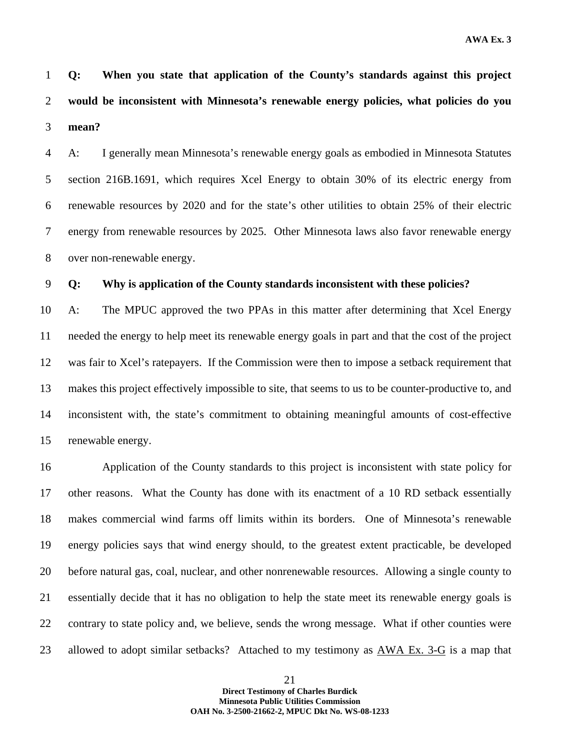**Q: When you state that application of the County's standards against this project would be inconsistent with Minnesota's renewable energy policies, what policies do you mean?**

A: I generally mean Minnesota's renewable energy goals as embodied in Minnesota Statutes section 216B.1691, which requires Xcel Energy to obtain 30% of its electric energy from renewable resources by 2020 and for the state's other utilities to obtain 25% of their electric energy from renewable resources by 2025. Other Minnesota laws also favor renewable energy over non-renewable energy.

**Q: Why is application of the County standards inconsistent with these policies?**

A: The MPUC approved the two PPAs in this matter after determining that Xcel Energy needed the energy to help meet its renewable energy goals in part and that the cost of the project was fair to Xcel's ratepayers. If the Commission were then to impose a setback requirement that makes this project effectively impossible to site, that seems to us to be counter-productive to, and inconsistent with, the state's commitment to obtaining meaningful amounts of cost-effective renewable energy.

Application of the County standards to this project is inconsistent with state policy for other reasons. What the County has done with its enactment of a 10 RD setback essentially makes commercial wind farms off limits within its borders. One of Minnesota's renewable energy policies says that wind energy should, to the greatest extent practicable, be developed before natural gas, coal, nuclear, and other nonrenewable resources. Allowing a single county to essentially decide that it has no obligation to help the state meet its renewable energy goals is contrary to state policy and, we believe, sends the wrong message. What if other counties were allowed to adopt similar setbacks? Attached to my testimony as AWA Ex. 3-G is a map that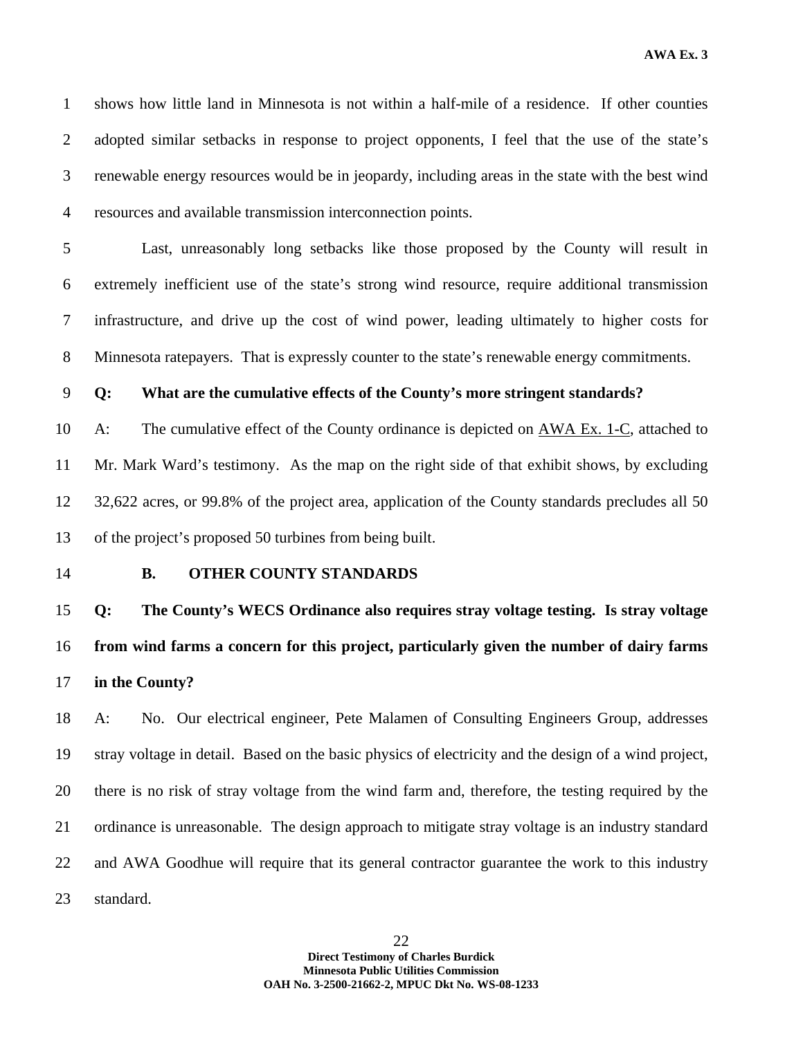shows how little land in Minnesota is not within a half-mile of a residence. If other counties adopted similar setbacks in response to project opponents, I feel that the use of the state's renewable energy resources would be in jeopardy, including areas in the state with the best wind resources and available transmission interconnection points.

Last, unreasonably long setbacks like those proposed by the County will result in extremely inefficient use of the state's strong wind resource, require additional transmission infrastructure, and drive up the cost of wind power, leading ultimately to higher costs for Minnesota ratepayers. That is expressly counter to the state's renewable energy commitments.

**Q: What are the cumulative effects of the County's more stringent standards?**

A: The cumulative effect of the County ordinance is depicted on AWA Ex. 1-C, attached to Mr. Mark Ward's testimony. As the map on the right side of that exhibit shows, by excluding 32,622 acres, or 99.8% of the project area, application of the County standards precludes all 50 of the project's proposed 50 turbines from being built.

### B. OTHER COUNTY STANDARDS

**Q: The County's WECS Ordinance also requires stray voltage testing. Is stray voltage from wind farms a concern for this project, particularly given the number of dairy farms in the County?**

A: No. Our electrical engineer, Pete Malamen of Consulting Engineers Group, addresses stray voltage in detail. Based on the basic physics of electricity and the design of a wind project, there is no risk of stray voltage from the wind farm and, therefore, the testing required by the ordinance is unreasonable. The design approach to mitigate stray voltage is an industry standard and AWA Goodhue will require that its general contractor guarantee the work to this industry standard.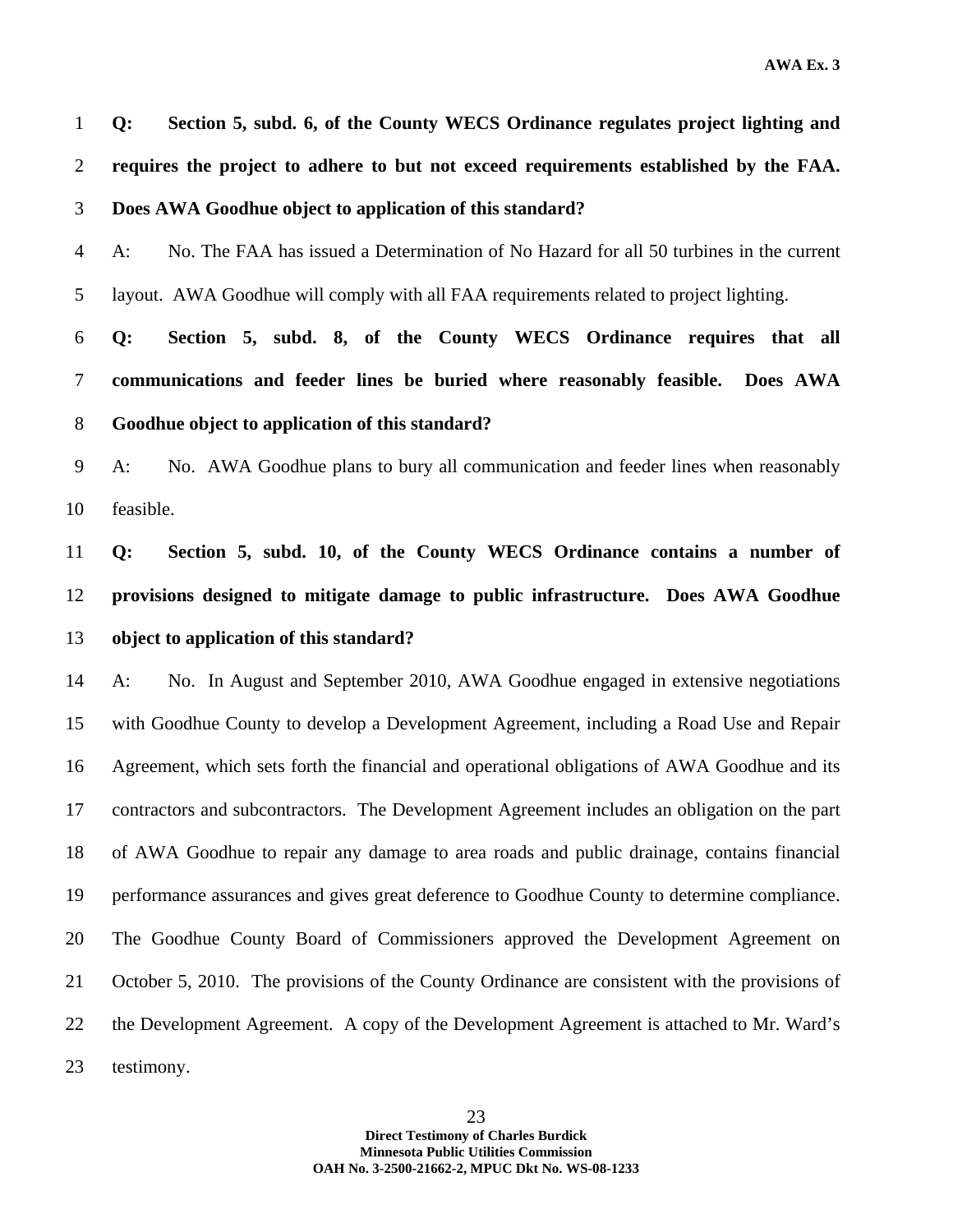**Q: Section 5, subd. 6, of the County WECS Ordinance regulates project lighting and requires the project to adhere to but not exceed requirements established by the FAA. Does AWA Goodhue object to application of this standard?**

A: No. The FAA has issued a Determination of No Hazard for all 50 turbines in the current layout. AWA Goodhue will comply with all FAA requirements related to project lighting.

**Q: Section 5, subd. 8, of the County WECS Ordinance requires that all communications and feeder lines be buried where reasonably feasible. Does AWA Goodhue object to application of this standard?**

A: No. AWA Goodhue plans to bury all communication and feeder lines when reasonably feasible.

**Q: Section 5, subd. 10, of the County WECS Ordinance contains a number of provisions designed to mitigate damage to public infrastructure. Does AWA Goodhue object to application of this standard?**

A: No. In August and September 2010, AWA Goodhue engaged in extensive negotiations with Goodhue County to develop a Development Agreement, including a Road Use and Repair Agreement, which sets forth the financial and operational obligations of AWA Goodhue and its contractors and subcontractors. The Development Agreement includes an obligation on the part of AWA Goodhue to repair any damage to area roads and public drainage, contains financial performance assurances and gives great deference to Goodhue County to determine compliance. The Goodhue County Board of Commissioners approved the Development Agreement on October 5, 2010. The provisions of the County Ordinance are consistent with the provisions of the Development Agreement. A copy of the Development Agreement is attached to Mr. Ward's testimony.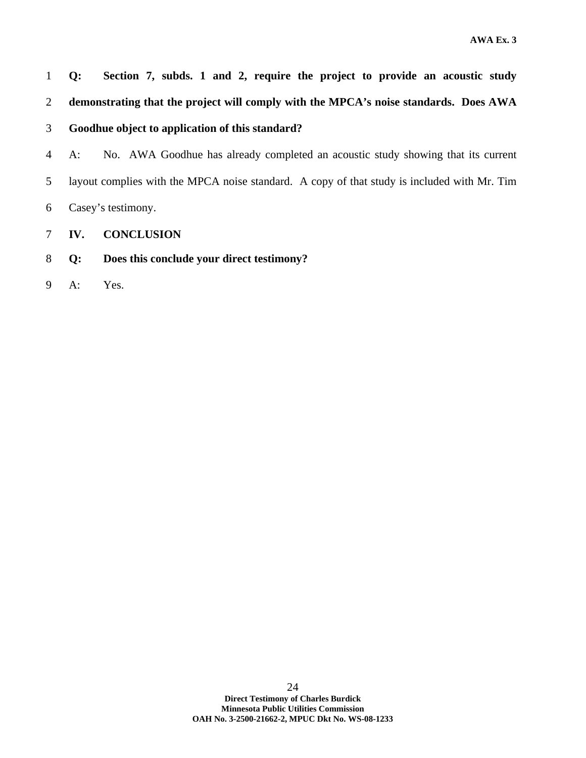**Q: Section 7, subds. 1 and 2, require the project to provide an acoustic study demonstrating that the project will comply with the MPCA's noise standards. Does AWA Goodhue object to application of this standard?**

A: No. AWA Goodhue has already completed an acoustic study showing that its current layout complies with the MPCA noise standard. A copy of that study is included with Mr. Tim Casey's testimony.

## IV. CONCLUSION

**Q: Does this conclude your direct testimony?**

A: Yes.